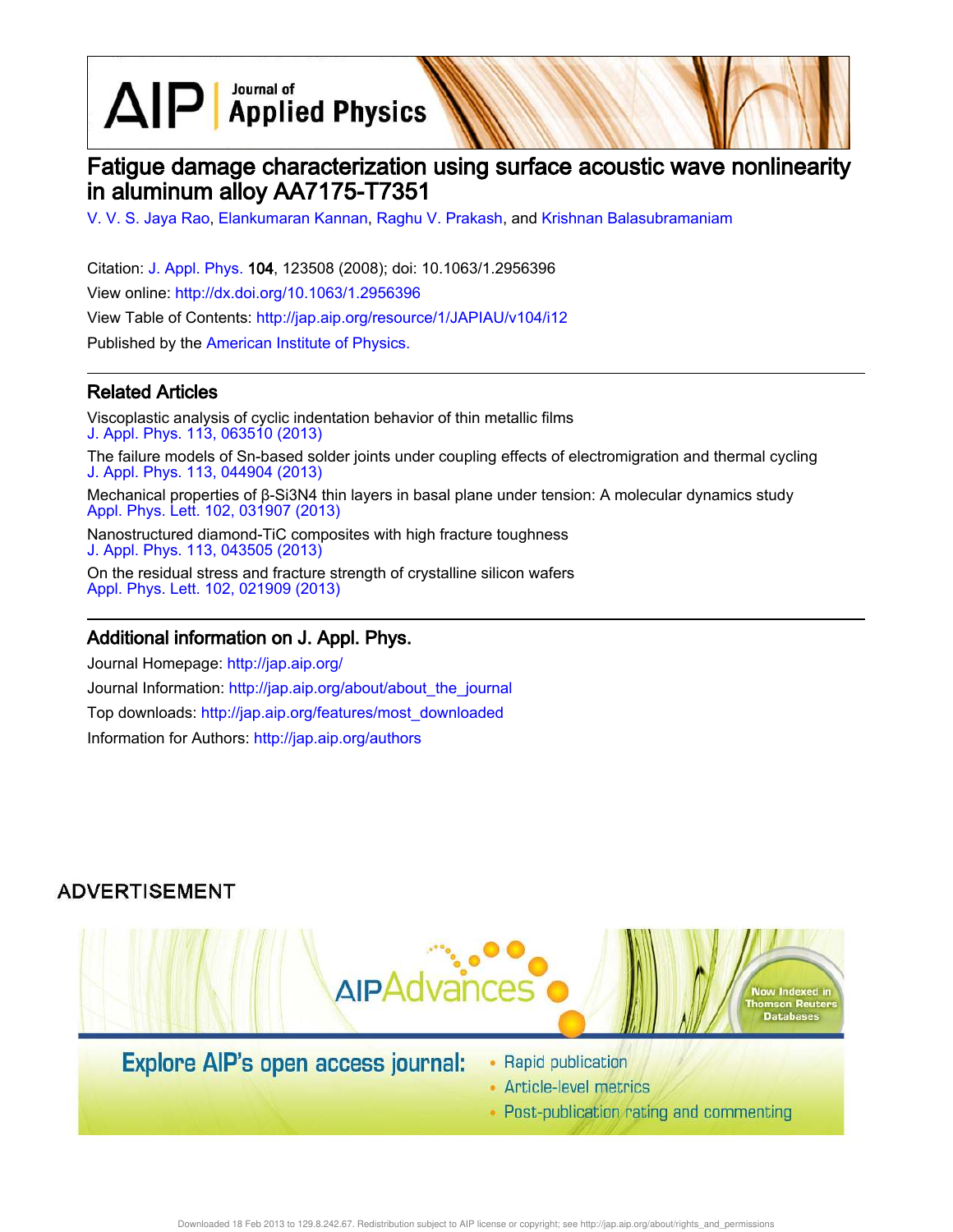# Fatigue damage characterization using surface acoustic wave nonlinearity in aluminum alloy AA7175-T7351

V. V. S. Jaya Rao, Elankumaran Kannan, Raghu V. Prakash, and Krishnan Balasubramaniam

Citation: J. Appl. Phys. **104**, 123508 (2008); doi: 10.1063/1.2956396

View online: http://dx.doi.org/10.1063/1.2956396

View Table of Contents: http://jap.aip.org/resource/1/JAPIAU/v104/i12

Published by the American Institute of Physics.

## Related Articles

Viscoplastic analysis of cyclic indentation behavior of thin metallic films
J. Appl. Phys. 113, 063510 (2013)

The failure models of Sn-based solder joints under coupling effects of electromigration and thermal cycling
J. Appl. Phys. 113, 044904 (2013)

Mechanical properties of β-Si3N4 thin layers in basal plane under tension: A molecular dynamics study
Appl. Phys. Lett. 102, 031907 (2013)

Nanostructured diamond-TiC composites with high fracture toughness
J. Appl. Phys. 113, 043505 (2013)

On the residual stress and fracture strength of crystalline silicon wafers
Appl. Phys. Lett. 102, 021909 (2013)

## Additional information on J. Appl. Phys.

Journal Homepage: http://jap.aip.org/

Journal Information: http://jap.aip.org/about/about_the_journal

Top downloads: http://jap.aip.org/features/most_downloaded

Information for Authors: http://jap.aip.org/authors

ADVERTISEMENT

AIP Advances

Now Indexed in Thomson Reuters Databases

Explore AIP's open access journal:

- Rapid publication
- Article-level metrics
- Post-publication rating and commenting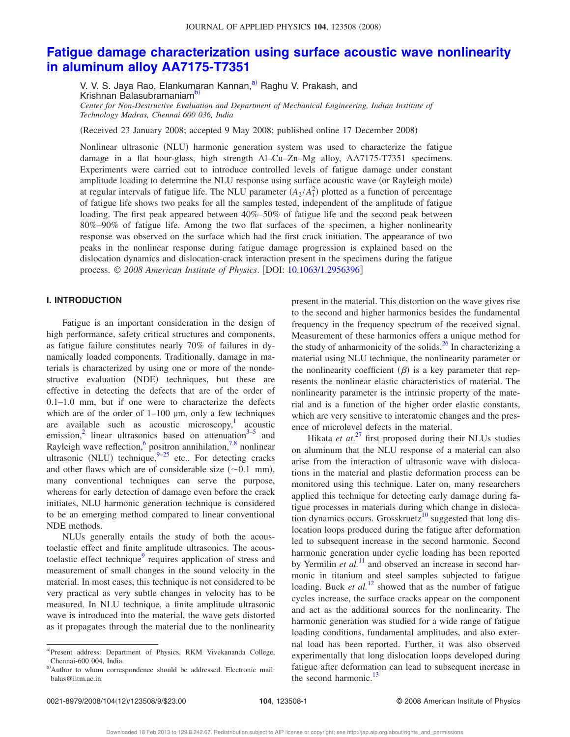# Fatigue damage characterization using surface acoustic wave nonlinearity in aluminum alloy AA7175-T7351

V. V. S. Jaya Rao, Elankumaran Kannan,[a] Raghu V. Prakash, and Krishnan Balasubramaniam[b]

*Center for Non-Destructive Evaluation and Department of Mechanical Engineering, Indian Institute of Technology Madras, Chennai 600 036, India*

(Received 23 January 2008; accepted 9 May 2008; published online 17 December 2008)

Nonlinear ultrasonic (NLU) harmonic generation system was used to characterize the fatigue damage in a flat hour-glass, high strength Al–Cu–Zn–Mg alloy, AA7175-T7351 specimens. Experiments were carried out to introduce controlled levels of fatigue damage under constant amplitude loading to determine the NLU response using surface acoustic wave (or Rayleigh mode) at regular intervals of fatigue life. The NLU parameter ($A_2/A_1^2$) plotted as a function of percentage of fatigue life shows two peaks for all the samples tested, independent of the amplitude of fatigue loading. The first peak appeared between 40%–50% of fatigue life and the second peak between 80%–90% of fatigue life. Among the two flat surfaces of the specimen, a higher nonlinearity response was observed on the surface which had the first crack initiation. The appearance of two peaks in the nonlinear response during fatigue damage progression is explained based on the dislocation dynamics and dislocation-crack interaction present in the specimens during the fatigue process. © *2008 American Institute of Physics*. [DOI: 10.1063/1.2956396]

## I. INTRODUCTION

Fatigue is an important consideration in the design of high performance, safety critical structures and components, as fatigue failure constitutes nearly 70% of failures in dynamically loaded components. Traditionally, damage in materials is characterized by using one or more of the nondestructive evaluation (NDE) techniques, but these are effective in detecting the defects that are of the order of 0.1–1.0 mm, but if one were to characterize the defects which are of the order of 1–100 μm, only a few techniques are available such as acoustic microscopy,[1] acoustic emission,[2] linear ultrasonics based on attenuation[3–5] and Rayleigh wave reflection,[6] positron annihilation,[7,8] nonlinear ultrasonic (NLU) technique,[9–25] etc.. For detecting cracks and other flaws which are of considerable size (~0.1 mm), many conventional techniques can serve the purpose, whereas for early detection of damage even before the crack initiates, NLU harmonic generation technique is considered to be an emerging method compared to linear conventional NDE methods.

NLUs generally entails the study of both the acoustoelastic effect and finite amplitude ultrasonics. The acoustoelastic effect technique[9] requires application of stress and measurement of small changes in the sound velocity in the material. In most cases, this technique is not considered to be very practical as very subtle changes in velocity has to be measured. In NLU technique, a finite amplitude ultrasonic wave is introduced into the material, the wave gets distorted as it propagates through the material due to the nonlinearity present in the material. This distortion on the wave gives rise to the second and higher harmonics besides the fundamental frequency in the frequency spectrum of the received signal. Measurement of these harmonics offers a unique method for the study of anharmonicity of the solids.[26] In characterizing a material using NLU technique, the nonlinearity parameter or the nonlinearity coefficient ($\beta$) is a key parameter that represents the nonlinear elastic characteristics of material. The nonlinearity parameter is the intrinsic property of the material and is a function of the higher order elastic constants, which are very sensitive to interatomic changes and the presence of microlevel defects in the material.

Hikata *et al.*[27] first proposed during their NLUs studies on aluminum that the NLU response of a material can also arise from the interaction of ultrasonic wave with dislocations in the material and plastic deformation process can be monitored using this technique. Later on, many researchers applied this technique for detecting early damage during fatigue processes in materials during which change in dislocation dynamics occurs. Grosskruetz[10] suggested that long dislocation loops produced during the fatigue after deformation led to subsequent increase in the second harmonic. Second harmonic generation under cyclic loading has been reported by Yermilin *et al.*[11] and observed an increase in second harmonic in titanium and steel samples subjected to fatigue loading. Buck *et al.*[12] showed that as the number of fatigue cycles increase, the surface cracks appear on the component and act as the additional sources for the nonlinearity. The harmonic generation was studied for a wide range of fatigue loading conditions, fundamental amplitudes, and also external load has been reported. Further, it was also observed experimentally that long dislocation loops developed during fatigue after deformation can lead to subsequent increase in the second harmonic.[13]

[a]Present address: Department of Physics, RKM Vivekananda College, Chennai-600 004, India.

[b]Author to whom correspondence should be addressed. Electronic mail: balas@iitm.ac.in.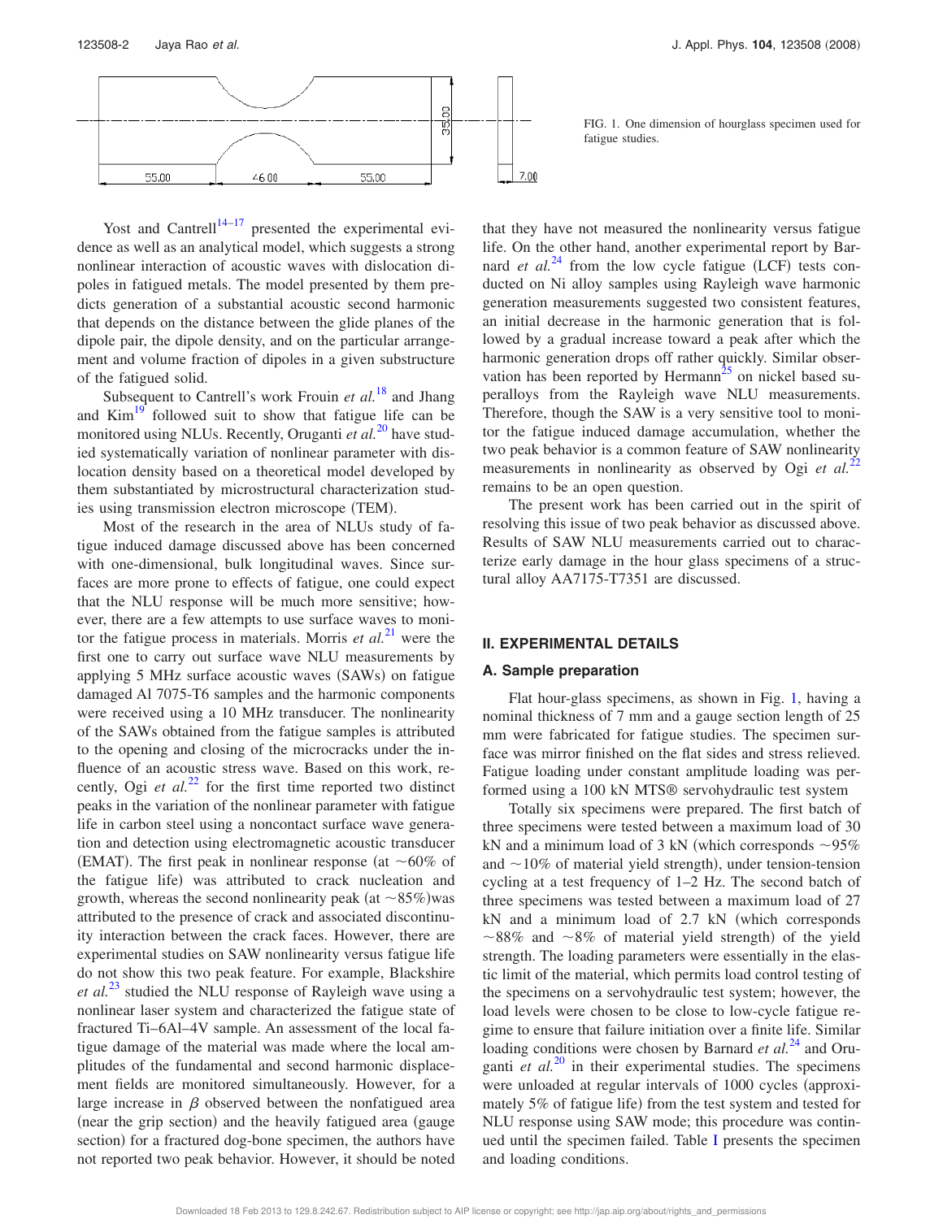FIG. 1. One dimension of hourglass specimen used for fatigue studies.

Yost and Cantrell[14–17] presented the experimental evidence as well as an analytical model, which suggests a strong nonlinear interaction of acoustic waves with dislocation dipoles in fatigued metals. The model presented by them predicts generation of a substantial acoustic second harmonic that depends on the distance between the glide planes of the dipole pair, the dipole density, and on the particular arrangement and volume fraction of dipoles in a given substructure of the fatigued solid.

Subsequent to Cantrell's work Frouin *et al.*[18] and Jhang and Kim[19] followed suit to show that fatigue life can be monitored using NLUs. Recently, Oruganti *et al.*[20] have studied systematically variation of nonlinear parameter with dislocation density based on a theoretical model developed by them substantiated by microstructural characterization studies using transmission electron microscope (TEM).

Most of the research in the area of NLUs study of fatigue induced damage discussed above has been concerned with one-dimensional, bulk longitudinal waves. Since surfaces are more prone to effects of fatigue, one could expect that the NLU response will be much more sensitive; however, there are a few attempts to use surface waves to monitor the fatigue process in materials. Morris *et al.*[21] were the first one to carry out surface wave NLU measurements by applying 5 MHz surface acoustic waves (SAWs) on fatigue damaged Al 7075-T6 samples and the harmonic components were received using a 10 MHz transducer. The nonlinearity of the SAWs obtained from the fatigue samples is attributed to the opening and closing of the microcracks under the influence of an acoustic stress wave. Based on this work, recently, Ogi *et al.*[22] for the first time reported two distinct peaks in the variation of the nonlinear parameter with fatigue life in carbon steel using a noncontact surface wave generation and detection using electromagnetic acoustic transducer (EMAT). The first peak in nonlinear response (at ~60% of the fatigue life) was attributed to crack nucleation and growth, whereas the second nonlinearity peak (at ~85%) was attributed to the presence of crack and associated discontinuity interaction between the crack faces. However, there are experimental studies on SAW nonlinearity versus fatigue life do not show this two peak feature. For example, Blackshire *et al.*[23] studied the NLU response of Rayleigh wave using a nonlinear laser system and characterized the fatigue state of fractured Ti–6Al–4V sample. An assessment of the local fatigue damage of the material was made where the local amplitudes of the fundamental and second harmonic displacement fields are monitored simultaneously. However, for a large increase in $\beta$ observed between the nonfatigued area (near the grip section) and the heavily fatigued area (gauge section) for a fractured dog-bone specimen, the authors have not reported two peak behavior. However, it should be noted that they have not measured the nonlinearity versus fatigue life. On the other hand, another experimental report by Barnard *et al.*[24] from the low cycle fatigue (LCF) tests conducted on Ni alloy samples using Rayleigh wave harmonic generation measurements suggested two consistent features, an initial decrease in the harmonic generation that is followed by a gradual increase toward a peak after which the harmonic generation drops off rather quickly. Similar observation has been reported by Hermann[25] on nickel based superalloys from the Rayleigh wave NLU measurements. Therefore, though the SAW is a very sensitive tool to monitor the fatigue induced damage accumulation, whether the two peak behavior is a common feature of SAW nonlinearity measurements in nonlinearity as observed by Ogi *et al.*[22] remains to be an open question.

The present work has been carried out in the spirit of resolving this issue of two peak behavior as discussed above. Results of SAW NLU measurements carried out to characterize early damage in the hour glass specimens of a structural alloy AA7175-T7351 are discussed.

## II. EXPERIMENTAL DETAILS

### A. Sample preparation

Flat hour-glass specimens, as shown in Fig. 1, having a nominal thickness of 7 mm and a gauge section length of 25 mm were fabricated for fatigue studies. The specimen surface was mirror finished on the flat sides and stress relieved. Fatigue loading under constant amplitude loading was performed using a 100 kN MTS® servohydraulic test system

Totally six specimens were prepared. The first batch of three specimens were tested between a maximum load of 30 kN and a minimum load of 3 kN (which corresponds ~95% and ~10% of material yield strength), under tension-tension cycling at a test frequency of 1–2 Hz. The second batch of three specimens was tested between a maximum load of 27 kN and a minimum load of 2.7 kN (which corresponds ~88% and ~8% of material yield strength) of the yield strength. The loading parameters were essentially in the elastic limit of the material, which permits load control testing of the specimens on a servohydraulic test system; however, the load levels were chosen to be close to low-cycle fatigue regime to ensure that failure initiation over a finite life. Similar loading conditions were chosen by Barnard *et al.*[24] and Oruganti *et al.*[20] in their experimental studies. The specimens were unloaded at regular intervals of 1000 cycles (approximately 5% of fatigue life) from the test system and tested for NLU response using SAW mode; this procedure was continued until the specimen failed. Table I presents the specimen and loading conditions.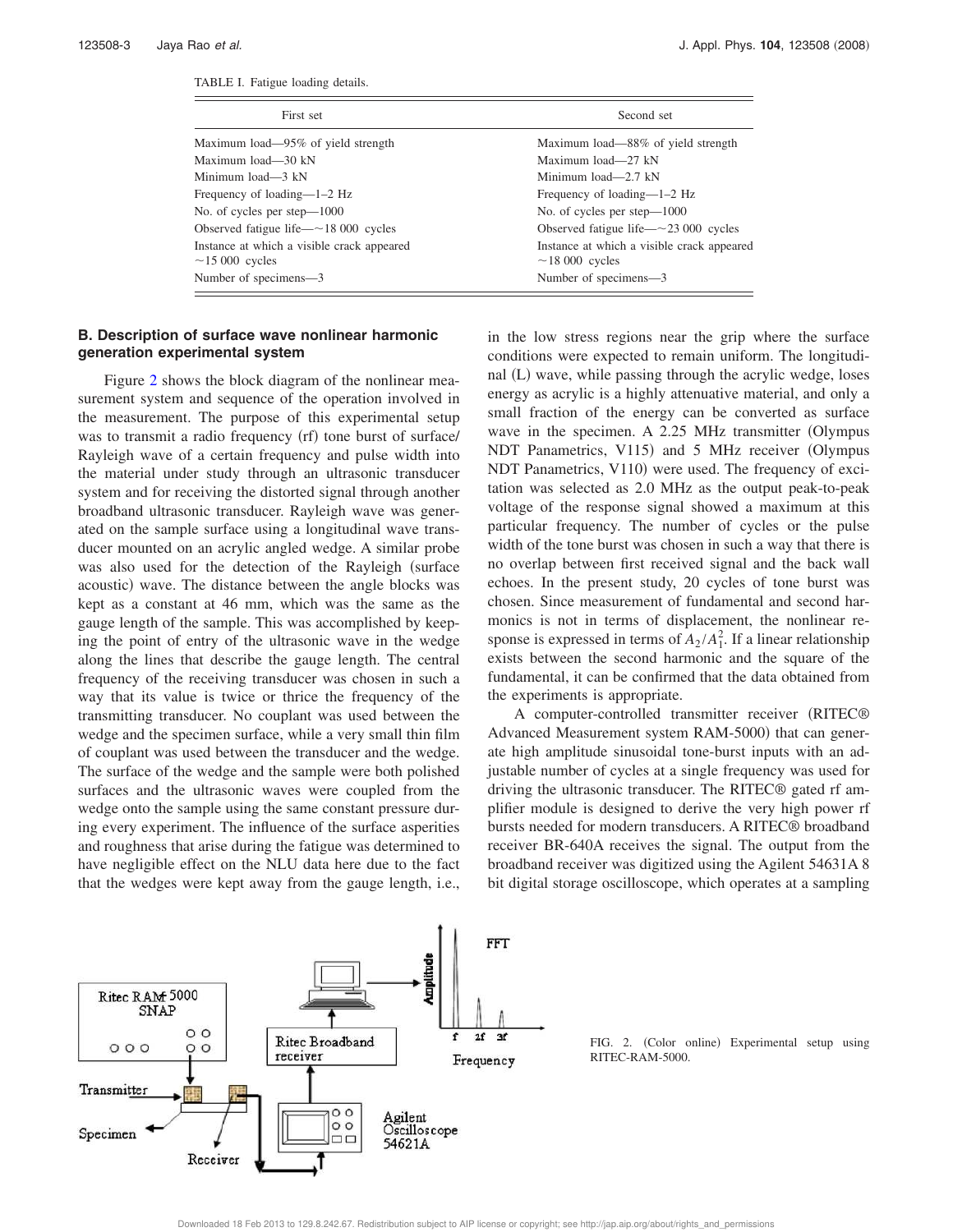TABLE I. Fatigue loading details.

| First set | Second set |
|---|---|
| Maximum load—95% of yield strength | Maximum load—88% of yield strength |
| Maximum load—30 kN | Maximum load—27 kN |
| Minimum load—3 kN | Minimum load—2.7 kN |
| Frequency of loading—1–2 Hz | Frequency of loading—1–2 Hz |
| No. of cycles per step—1000 | No. of cycles per step—1000 |
| Observed fatigue life—~18 000 cycles | Observed fatigue life—~23 000 cycles |
| Instance at which a visible crack appeared ~15 000 cycles | Instance at which a visible crack appeared ~18 000 cycles |
| Number of specimens—3 | Number of specimens—3 |

### B. Description of surface wave nonlinear harmonic generation experimental system

Figure 2 shows the block diagram of the nonlinear measurement system and sequence of the operation involved in the measurement. The purpose of this experimental setup was to transmit a radio frequency (rf) tone burst of surface/Rayleigh wave of a certain frequency and pulse width into the material under study through an ultrasonic transducer system and for receiving the distorted signal through another broadband ultrasonic transducer. Rayleigh wave was generated on the sample surface using a longitudinal wave transducer mounted on an acrylic angled wedge. A similar probe was also used for the detection of the Rayleigh (surface acoustic) wave. The distance between the angle blocks was kept as a constant at 46 mm, which was the same as the gauge length of the sample. This was accomplished by keeping the point of entry of the ultrasonic wave in the wedge along the lines that describe the gauge length. The central frequency of the receiving transducer was chosen in such a way that its value is twice or thrice the frequency of the transmitting transducer. No couplant was used between the wedge and the specimen surface, while a very small thin film of couplant was used between the transducer and the wedge. The surface of the wedge and the sample were both polished surfaces and the ultrasonic waves were coupled from the wedge onto the sample using the same constant pressure during every experiment. The influence of the surface asperities and roughness that arise during the fatigue was determined to have negligible effect on the NLU data here due to the fact that the wedges were kept away from the gauge length, i.e., in the low stress regions near the grip where the surface conditions were expected to remain uniform. The longitudinal (L) wave, while passing through the acrylic wedge, loses energy as acrylic is a highly attenuative material, and only a small fraction of the energy can be converted as surface wave in the specimen. A 2.25 MHz transmitter (Olympus NDT Panametrics, V115) and 5 MHz receiver (Olympus NDT Panametrics, V110) were used. The frequency of excitation was selected as 2.0 MHz as the output peak-to-peak voltage of the response signal showed a maximum at this particular frequency. The number of cycles or the pulse width of the tone burst was chosen in such a way that there is no overlap between first received signal and the back wall echoes. In the present study, 20 cycles of tone burst was chosen. Since measurement of fundamental and second harmonics is not in terms of displacement, the nonlinear response is expressed in terms of $A_2/A_1^2$. If a linear relationship exists between the second harmonic and the square of the fundamental, it can be confirmed that the data obtained from the experiments is appropriate.

A computer-controlled transmitter receiver (RITEC® Advanced Measurement system RAM-5000) that can generate high amplitude sinusoidal tone-burst inputs with an adjustable number of cycles at a single frequency was used for driving the ultrasonic transducer. The RITEC® gated rf amplifier module is designed to derive the very high power rf bursts needed for modern transducers. A RITEC® broadband receiver BR-640A receives the signal. The output from the broadband receiver was digitized using the Agilent 54631A 8 bit digital storage oscilloscope, which operates at a sampling

FIG. 2. (Color online) Experimental setup using RITEC-RAM-5000.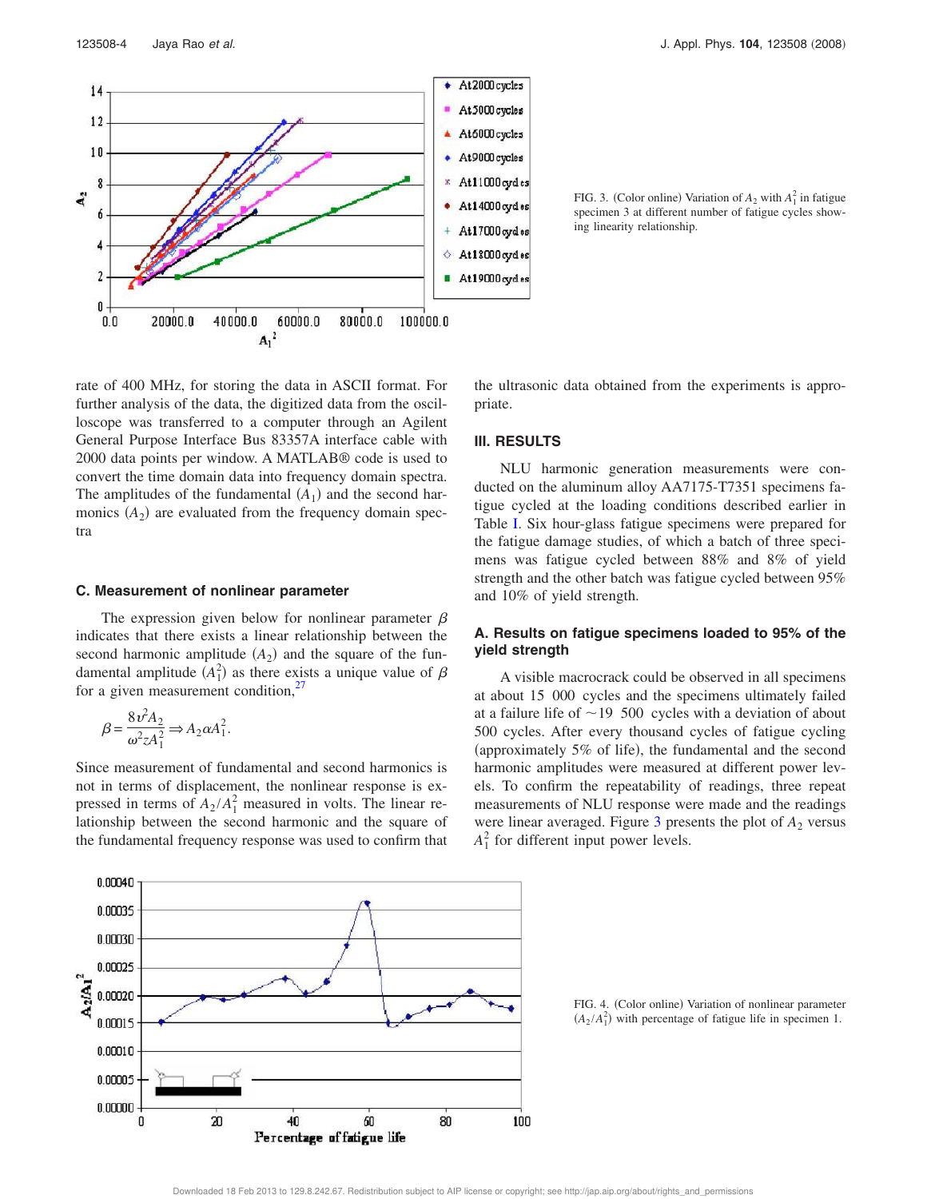FIG. 3. (Color online) Variation of $A_2$ with $A_1^2$ in fatigue specimen 3 at different number of fatigue cycles showing linearity relationship.

rate of 400 MHz, for storing the data in ASCII format. For further analysis of the data, the digitized data from the oscilloscope was transferred to a computer through an Agilent General Purpose Interface Bus 83357A interface cable with 2000 data points per window. A MATLAB® code is used to convert the time domain data into frequency domain spectra. The amplitudes of the fundamental ($A_1$) and the second harmonics ($A_2$) are evaluated from the frequency domain spectra

### C. Measurement of nonlinear parameter

The expression given below for nonlinear parameter $\beta$ indicates that there exists a linear relationship between the second harmonic amplitude ($A_2$) and the square of the fundamental amplitude ($A_1^2$) as there exists a unique value of $\beta$ for a given measurement condition,[27]

$$\beta = \frac{8v^2 A_2}{\omega^2 z A_1^2} \Rightarrow A_2 \alpha A_1^2.$$

Since measurement of fundamental and second harmonics is not in terms of displacement, the nonlinear response is expressed in terms of $A_2/A_1^2$ measured in volts. The linear relationship between the second harmonic and the square of the fundamental frequency response was used to confirm that the ultrasonic data obtained from the experiments is appropriate.

## III. RESULTS

NLU harmonic generation measurements were conducted on the aluminum alloy AA7175-T7351 specimens fatigue cycled at the loading conditions described earlier in Table I. Six hour-glass fatigue specimens were prepared for the fatigue damage studies, of which a batch of three specimens was fatigue cycled between 88% and 8% of yield strength and the other batch was fatigue cycled between 95% and 10% of yield strength.

### A. Results on fatigue specimens loaded to 95% of the yield strength

A visible macrocrack could be observed in all specimens at about 15 000 cycles and the specimens ultimately failed at a failure life of ~19 500 cycles with a deviation of about 500 cycles. After every thousand cycles of fatigue cycling (approximately 5% of life), the fundamental and the second harmonic amplitudes were measured at different power levels. To confirm the repeatability of readings, three repeat measurements of NLU response were made and the readings were linear averaged. Figure 3 presents the plot of $A_2$ versus $A_1^2$ for different input power levels.

FIG. 4. (Color online) Variation of nonlinear parameter ($A_2/A_1^2$) with percentage of fatigue life in specimen 1.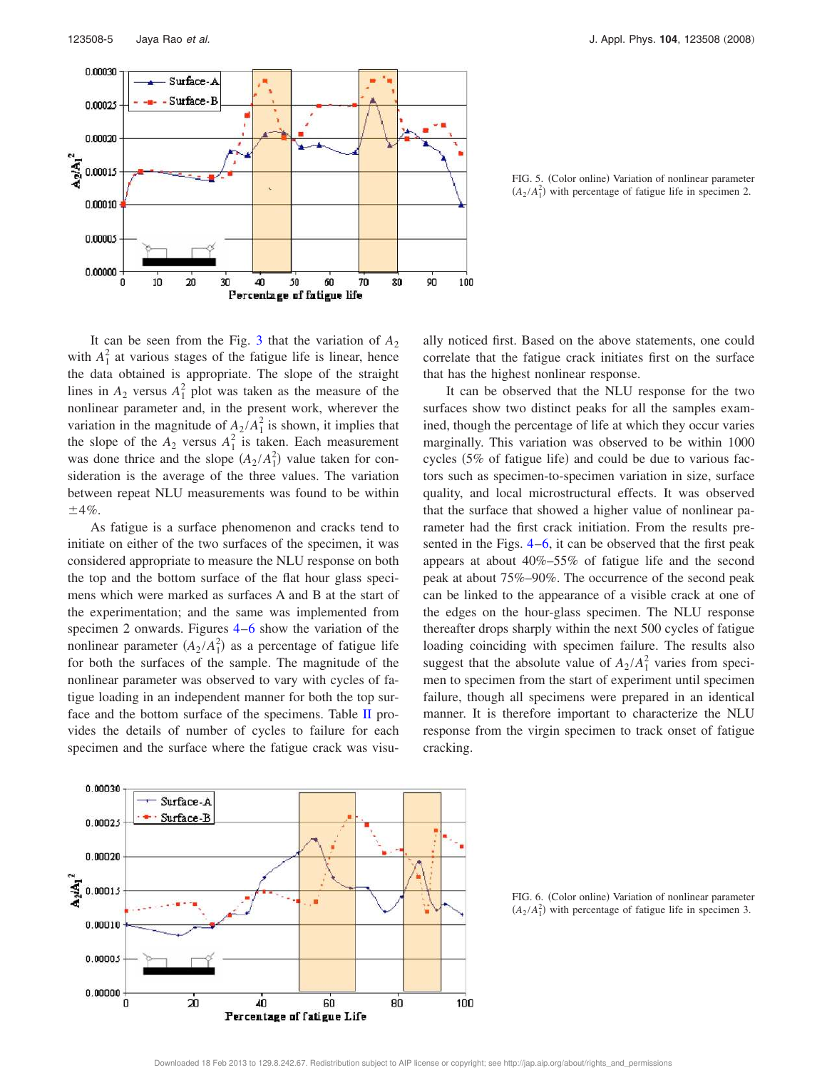FIG. 5. (Color online) Variation of nonlinear parameter $(A_2/A_1^2)$ with percentage of fatigue life in specimen 2.

It can be seen from the Fig. 3 that the variation of $A_2$ with $A_1^2$ at various stages of the fatigue life is linear, hence the data obtained is appropriate. The slope of the straight lines in $A_2$ versus $A_1^2$ plot was taken as the measure of the nonlinear parameter and, in the present work, wherever the variation in the magnitude of $A_2/A_1^2$ is shown, it implies that the slope of the $A_2$ versus $A_1^2$ is taken. Each measurement was done thrice and the slope $(A_2/A_1^2)$ value taken for consideration is the average of the three values. The variation between repeat NLU measurements was found to be within ±4%.

As fatigue is a surface phenomenon and cracks tend to initiate on either of the two surfaces of the specimen, it was considered appropriate to measure the NLU response on both the top and the bottom surface of the flat hour glass specimens which were marked as surfaces A and B at the start of the experimentation; and the same was implemented from specimen 2 onwards. Figures 4–6 show the variation of the nonlinear parameter $(A_2/A_1^2)$ as a percentage of fatigue life for both the surfaces of the sample. The magnitude of the nonlinear parameter was observed to vary with cycles of fatigue loading in an independent manner for both the top surface and the bottom surface of the specimens. Table II provides the details of number of cycles to failure for each specimen and the surface where the fatigue crack was visually noticed first. Based on the above statements, one could correlate that the fatigue crack initiates first on the surface that has the highest nonlinear response.

It can be observed that the NLU response for the two surfaces show two distinct peaks for all the samples examined, though the percentage of life at which they occur varies marginally. This variation was observed to be within 1000 cycles (5% of fatigue life) and could be due to various factors such as specimen-to-specimen variation in size, surface quality, and local microstructural effects. It was observed that the surface that showed a higher value of nonlinear parameter had the first crack initiation. From the results presented in the Figs. 4–6, it can be observed that the first peak appears at about 40%–55% of fatigue life and the second peak at about 75%–90%. The occurrence of the second peak can be linked to the appearance of a visible crack at one of the edges on the hour-glass specimen. The NLU response thereafter drops sharply within the next 500 cycles of fatigue loading coinciding with specimen failure. The results also suggest that the absolute value of $A_2/A_1^2$ varies from specimen to specimen from the start of experiment until specimen failure, though all specimens were prepared in an identical manner. It is therefore important to characterize the NLU response from the virgin specimen to track onset of fatigue cracking.

FIG. 6. (Color online) Variation of nonlinear parameter $(A_2/A_1^2)$ with percentage of fatigue life in specimen 3.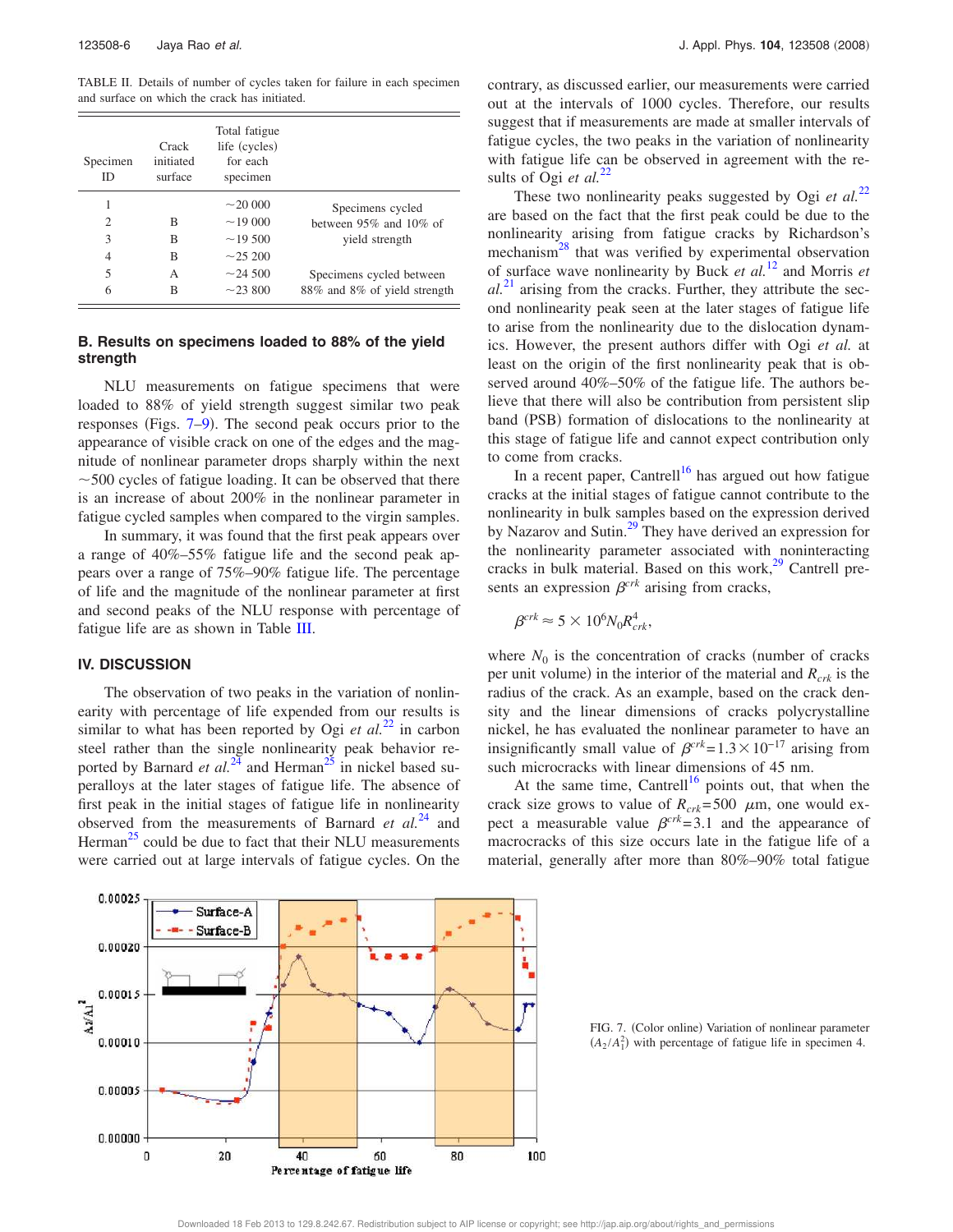TABLE II. Details of number of cycles taken for failure in each specimen and surface on which the crack has initiated.

| Specimen ID | Crack initiated surface | Total fatigue life (cycles) for each specimen | |
|---|---|---|---|
| 1 | | ~20 000 | Specimens cycled between 95% and 10% of yield strength |
| 2 | B | ~19 000 | |
| 3 | B | ~19 500 | |
| 4 | B | ~25 200 | |
| 5 | A | ~24 500 | Specimens cycled between 88% and 8% of yield strength |
| 6 | B | ~23 800 | |

### B. Results on specimens loaded to 88% of the yield strength

NLU measurements on fatigue specimens that were loaded to 88% of yield strength suggest similar two peak responses (Figs. 7–9). The second peak occurs prior to the appearance of visible crack on one of the edges and the magnitude of nonlinear parameter drops sharply within the next ~500 cycles of fatigue loading. It can be observed that there is an increase of about 200% in the nonlinear parameter in fatigue cycled samples when compared to the virgin samples.

In summary, it was found that the first peak appears over a range of 40%–55% fatigue life and the second peak appears over a range of 75%–90% fatigue life. The percentage of life and the magnitude of the nonlinear parameter at first and second peaks of the NLU response with percentage of fatigue life are as shown in Table III.

## IV. DISCUSSION

The observation of two peaks in the variation of nonlinearity with percentage of life expended from our results is similar to what has been reported by Ogi *et al.*[22] in carbon steel rather than the single nonlinearity peak behavior reported by Barnard *et al.*[24] and Herman[25] in nickel based superalloys at the later stages of fatigue life. The absence of first peak in the initial stages of fatigue life in nonlinearity observed from the measurements of Barnard *et al.*[24] and Herman[25] could be due to fact that their NLU measurements were carried out at large intervals of fatigue cycles. On the contrary, as discussed earlier, our measurements were carried out at the intervals of 1000 cycles. Therefore, our results suggest that if measurements are made at smaller intervals of fatigue cycles, the two peaks in the variation of nonlinearity with fatigue life can be observed in agreement with the results of Ogi *et al.*[22]

These two nonlinearity peaks suggested by Ogi *et al.*[22] are based on the fact that the first peak could be due to the nonlinearity arising from fatigue cracks by Richardson's mechanism[28] that was verified by experimental observation of surface wave nonlinearity by Buck *et al.*[12] and Morris *et al.*[21] arising from the cracks. Further, they attribute the second nonlinearity peak seen at the later stages of fatigue life to arise from the nonlinearity due to the dislocation dynamics. However, the present authors differ with Ogi *et al.* at least on the origin of the first nonlinearity peak that is observed around 40%–50% of the fatigue life. The authors believe that there will also be contribution from persistent slip band (PSB) formation of dislocations to the nonlinearity at this stage of fatigue life and cannot expect contribution only to come from cracks.

In a recent paper, Cantrell[16] has argued out how fatigue cracks at the initial stages of fatigue cannot contribute to the nonlinearity in bulk samples based on the expression derived by Nazarov and Sutin.[29] They have derived an expression for the nonlinearity parameter associated with noninteracting cracks in bulk material. Based on this work,[29] Cantrell presents an expression $\beta^{crk}$ arising from cracks,

$$\beta^{crk} \approx 5 \times 10^6 N_0 R_{crk}^4,$$

where $N_0$ is the concentration of cracks (number of cracks per unit volume) in the interior of the material and $R_{crk}$ is the radius of the crack. As an example, based on the crack density and the linear dimensions of cracks polycrystalline nickel, he has evaluated the nonlinear parameter to have an insignificantly small value of $\beta^{crk}=1.3\times10^{-17}$ arising from such microcracks with linear dimensions of 45 nm.

At the same time, Cantrell[16] points out, that when the crack size grows to value of $R_{crk}=500$ $\mu$m, one would expect a measurable value $\beta^{crk}=3.1$ and the appearance of macrocracks of this size occurs late in the fatigue life of a material, generally after more than 80%–90% total fatigue

FIG. 7. (Color online) Variation of nonlinear parameter $(A_2/A_1^2)$ with percentage of fatigue life in specimen 4.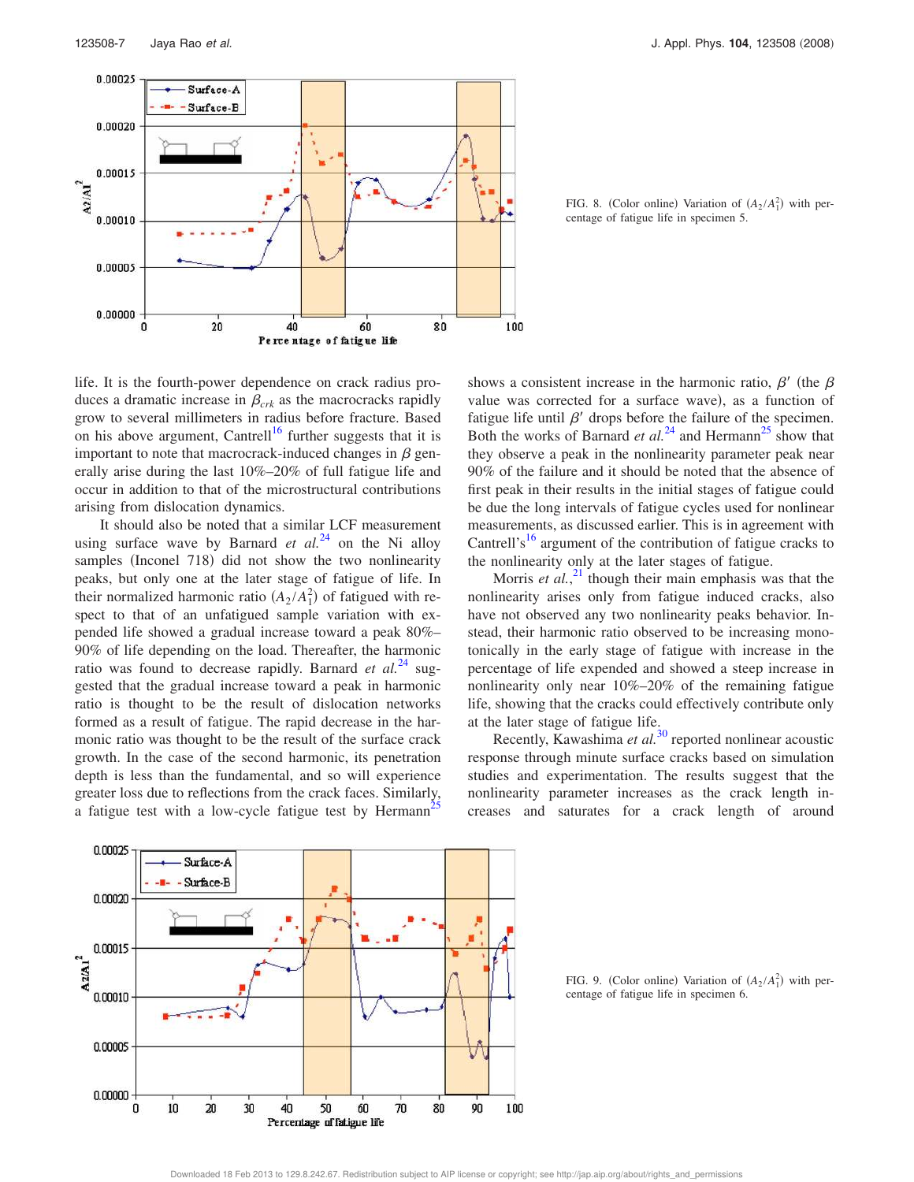FIG. 8. (Color online) Variation of $(A_2/A_1^2)$ with percentage of fatigue life in specimen 5.

life. It is the fourth-power dependence on crack radius produces a dramatic increase in $\beta_{crk}$ as the macrocracks rapidly grow to several millimeters in radius before fracture. Based on his above argument, Cantrell[16] further suggests that it is important to note that macrocrack-induced changes in $\beta$ generally arise during the last 10%–20% of full fatigue life and occur in addition to that of the microstructural contributions arising from dislocation dynamics.

It should also be noted that a similar LCF measurement using surface wave by Barnard *et al.*[24] on the Ni alloy samples (Inconel 718) did not show the two nonlinearity peaks, but only one at the later stage of fatigue of life. In their normalized harmonic ratio $(A_2/A_1^2)$ of fatigued with respect to that of an unfatigued sample variation with expended life showed a gradual increase toward a peak 80%–90% of life depending on the load. Thereafter, the harmonic ratio was found to decrease rapidly. Barnard *et al.*[24] suggested that the gradual increase toward a peak in harmonic ratio is thought to be the result of dislocation networks formed as a result of fatigue. The rapid decrease in the harmonic ratio was thought to be the result of the surface crack growth. In the case of the second harmonic, its penetration depth is less than the fundamental, and so will experience greater loss due to reflections from the crack faces. Similarly, a fatigue test with a low-cycle fatigue test by Hermann[25] shows a consistent increase in the harmonic ratio, $\beta'$ (the $\beta$ value was corrected for a surface wave), as a function of fatigue life until $\beta'$ drops before the failure of the specimen. Both the works of Barnard *et al.*[24] and Hermann[25] show that they observe a peak in the nonlinearity parameter peak near 90% of the failure and it should be noted that the absence of first peak in their results in the initial stages of fatigue could be due the long intervals of fatigue cycles used for nonlinear measurements, as discussed earlier. This is in agreement with Cantrell's[16] argument of the contribution of fatigue cracks to the nonlinearity only at the later stages of fatigue.

Morris *et al.*,[21] though their main emphasis was that the nonlinearity arises only from fatigue induced cracks, also have not observed any two nonlinearity peaks behavior. Instead, their harmonic ratio observed to be increasing monotonically in the early stage of fatigue with increase in the percentage of life expended and showed a steep increase in nonlinearity only near 10%–20% of the remaining fatigue life, showing that the cracks could effectively contribute only at the later stage of fatigue life.

Recently, Kawashima *et al.*[30] reported nonlinear acoustic response through minute surface cracks based on simulation studies and experimentation. The results suggest that the nonlinearity parameter increases as the crack length increases and saturates for a crack length of around

FIG. 9. (Color online) Variation of $(A_2/A_1^2)$ with percentage of fatigue life in specimen 6.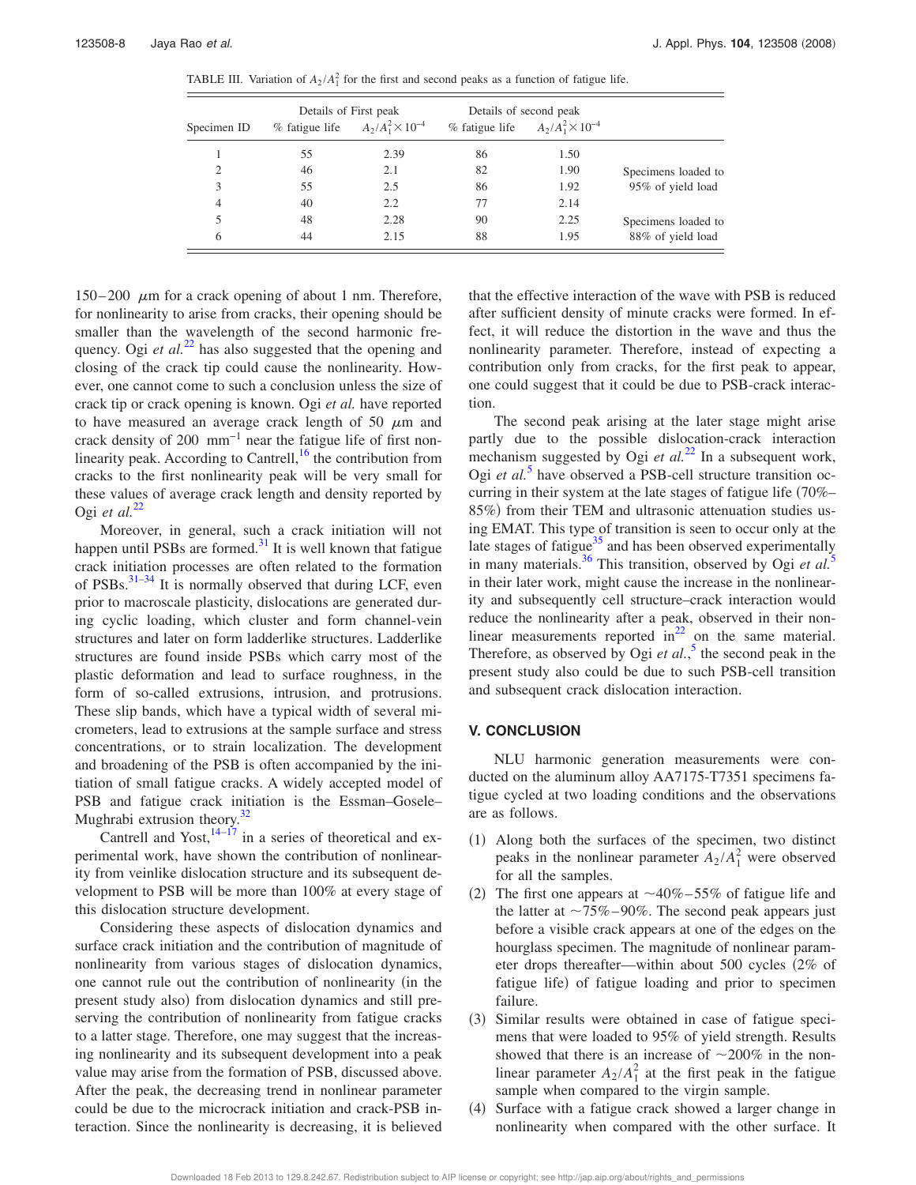TABLE III. Variation of $A_2/A_1^2$ for the first and second peaks as a function of fatigue life.

| Specimen ID | Details of First peak | | Details of second peak | | |
|---|---|---|---|---|---|
| | % fatigue life | $A_2/A_1^2 \times 10^{-4}$ | % fatigue life | $A_2/A_1^2 \times 10^{-4}$ | |
| 1 | 55 | 2.39 | 86 | 1.50 | |
| 2 | 46 | 2.1 | 82 | 1.90 | Specimens loaded to |
| 3 | 55 | 2.5 | 86 | 1.92 | 95% of yield load |
| 4 | 40 | 2.2 | 77 | 2.14 | |
| 5 | 48 | 2.28 | 90 | 2.25 | Specimens loaded to |
| 6 | 44 | 2.15 | 88 | 1.95 | 88% of yield load |

150–200 $\mu$m for a crack opening of about 1 nm. Therefore, for nonlinearity to arise from cracks, their opening should be smaller than the wavelength of the second harmonic frequency. Ogi *et al.*[22] has also suggested that the opening and closing of the crack tip could cause the nonlinearity. However, one cannot come to such a conclusion unless the size of crack tip or crack opening is known. Ogi *et al.* have reported to have measured an average crack length of 50 $\mu$m and crack density of 200 $\text{mm}^{-1}$ near the fatigue life of first nonlinearity peak. According to Cantrell,[16] the contribution from cracks to the first nonlinearity peak will be very small for these values of average crack length and density reported by Ogi *et al.*[22]

Moreover, in general, such a crack initiation will not happen until PSBs are formed.[31] It is well known that fatigue crack initiation processes are often related to the formation of PSBs.[31–34] It is normally observed that during LCF, even prior to macroscale plasticity, dislocations are generated during cyclic loading, which cluster and form channel-vein structures and later on form ladderlike structures. Ladderlike structures are found inside PSBs which carry most of the plastic deformation and lead to surface roughness, in the form of so-called extrusions, intrusion, and protrusions. These slip bands, which have a typical width of several micrometers, lead to extrusions at the sample surface and stress concentrations, or to strain localization. The development and broadening of the PSB is often accompanied by the initiation of small fatigue cracks. A widely accepted model of PSB and fatigue crack initiation is the Essman–Gosele–Mughrabi extrusion theory.[32]

Cantrell and Yost,[14–17] in a series of theoretical and experimental work, have shown the contribution of nonlinearity from veinlike dislocation structure and its subsequent development to PSB will be more than 100% at every stage of this dislocation structure development.

Considering these aspects of dislocation dynamics and surface crack initiation and the contribution of magnitude of nonlinearity from various stages of dislocation dynamics, one cannot rule out the contribution of nonlinearity (in the present study also) from dislocation dynamics and still preserving the contribution of nonlinearity from fatigue cracks to a latter stage. Therefore, one may suggest that the increasing nonlinearity and its subsequent development into a peak value may arise from the formation of PSB, discussed above. After the peak, the decreasing trend in nonlinear parameter could be due to the microcrack initiation and crack-PSB interaction. Since the nonlinearity is decreasing, it is believed that the effective interaction of the wave with PSB is reduced after sufficient density of minute cracks were formed. In effect, it will reduce the distortion in the wave and thus the nonlinearity parameter. Therefore, instead of expecting a contribution only from cracks, for the first peak to appear, one could suggest that it could be due to PSB-crack interaction.

The second peak arising at the later stage might arise partly due to the possible dislocation-crack interaction mechanism suggested by Ogi *et al.*[22] In a subsequent work, Ogi *et al.*[5] have observed a PSB-cell structure transition occurring in their system at the late stages of fatigue life (70%–85%) from their TEM and ultrasonic attenuation studies using EMAT. This type of transition is seen to occur only at the late stages of fatigue[35] and has been observed experimentally in many materials.[36] This transition, observed by Ogi *et al.*[5] in their later work, might cause the increase in the nonlinearity and subsequently cell structure–crack interaction would reduce the nonlinearity after a peak, observed in their nonlinear measurements reported in[22] on the same material. Therefore, as observed by Ogi *et al.*,[5] the second peak in the present study also could be due to such PSB-cell transition and subsequent crack dislocation interaction.

## V. CONCLUSION

NLU harmonic generation measurements were conducted on the aluminum alloy AA7175-T7351 specimens fatigue cycled at two loading conditions and the observations are as follows.

(1) Along both the surfaces of the specimen, two distinct peaks in the nonlinear parameter $A_2/A_1^2$ were observed for all the samples.
(2) The first one appears at ~40%–55% of fatigue life and the latter at ~75%–90%. The second peak appears just before a visible crack appears at one of the edges on the hourglass specimen. The magnitude of nonlinear parameter drops thereafter—within about 500 cycles (2% of fatigue life) of fatigue loading and prior to specimen failure.
(3) Similar results were obtained in case of fatigue specimens that were loaded to 95% of yield strength. Results showed that there is an increase of ~200% in the nonlinear parameter $A_2/A_1^2$ at the first peak in the fatigue sample when compared to the virgin sample.
(4) Surface with a fatigue crack showed a larger change in nonlinearity when compared with the other surface. It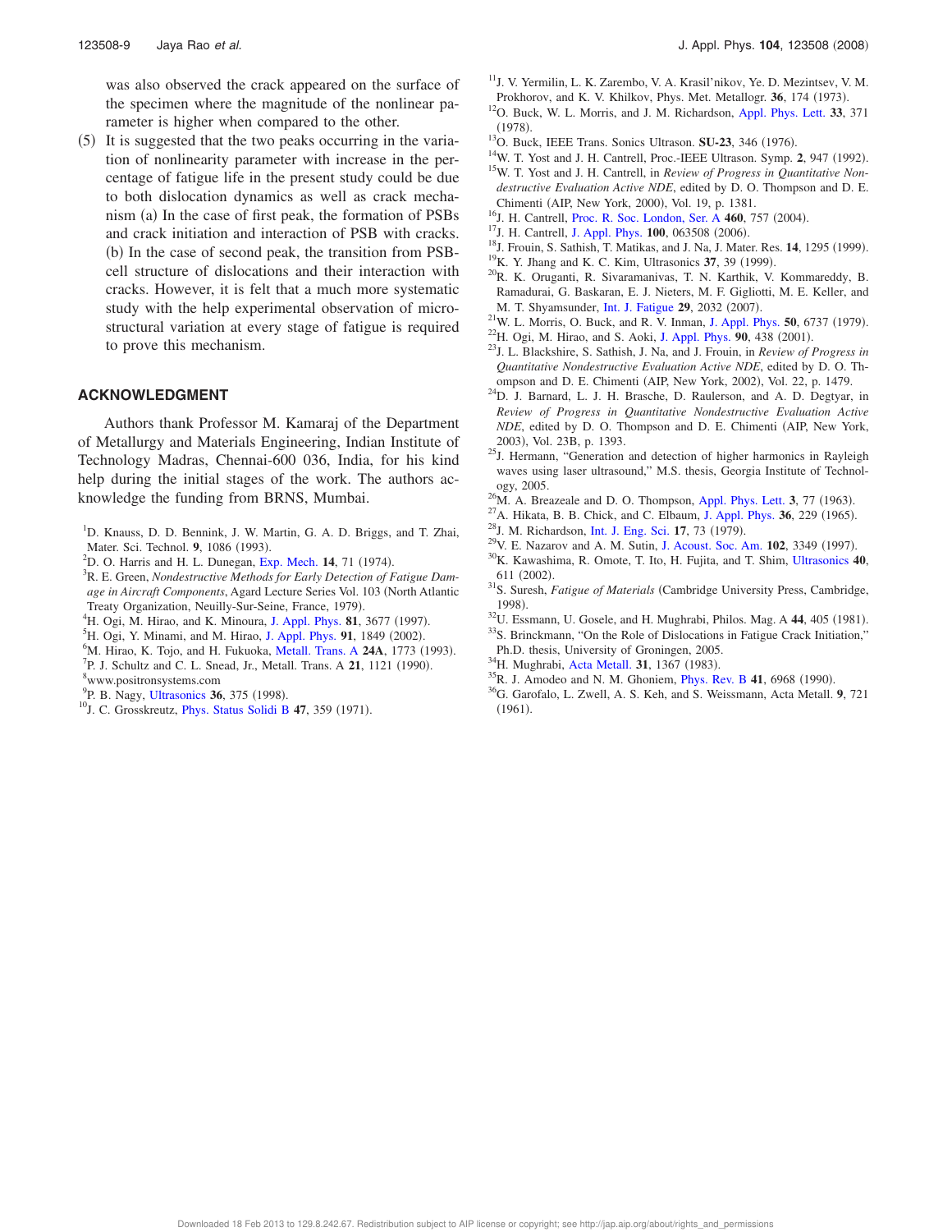was also observed the crack appeared on the surface of the specimen where the magnitude of the nonlinear parameter is higher when compared to the other.

(5) It is suggested that the two peaks occurring in the variation of nonlinearity parameter with increase in the percentage of fatigue life in the present study could be due to both dislocation dynamics as well as crack mechanism (a) In the case of first peak, the formation of PSBs and crack initiation and interaction of PSB with cracks. (b) In the case of second peak, the transition from PSB-cell structure of dislocations and their interaction with cracks. However, it is felt that a much more systematic study with the help experimental observation of microstructural variation at every stage of fatigue is required to prove this mechanism.

## ACKNOWLEDGMENT

Authors thank Professor M. Kamaraj of the Department of Metallurgy and Materials Engineering, Indian Institute of Technology Madras, Chennai-600 036, India, for his kind help during the initial stages of the work. The authors acknowledge the funding from BRNS, Mumbai.

[1] D. Knauss, D. D. Bennink, J. W. Martin, G. A. D. Briggs, and T. Zhai, Mater. Sci. Technol. **9**, 1086 (1993).
[2] D. O. Harris and H. L. Dunegan, Exp. Mech. **14**, 71 (1974).
[3] R. E. Green, *Nondestructive Methods for Early Detection of Fatigue Damage in Aircraft Components*, Agard Lecture Series Vol. 103 (North Atlantic Treaty Organization, Neuilly-Sur-Seine, France, 1979).
[4] H. Ogi, M. Hirao, and K. Minoura, J. Appl. Phys. **81**, 3677 (1997).
[5] H. Ogi, Y. Minami, and M. Hirao, J. Appl. Phys. **91**, 1849 (2002).
[6] M. Hirao, K. Tojo, and H. Fukuoka, Metall. Trans. A **24A**, 1773 (1993).
[7] P. J. Schultz and C. L. Snead, Jr., Metall. Trans. A **21**, 1121 (1990).
[8] www.positronsystems.com
[9] P. B. Nagy, Ultrasonics **36**, 375 (1998).
[10] J. C. Grosskreutz, Phys. Status Solidi B **47**, 359 (1971).
[11] J. V. Yermilin, L. K. Zarembo, V. A. Krasil'nikov, Ye. D. Mezintsev, V. M. Prokhorov, and K. V. Khilkov, Phys. Met. Metallogr. **36**, 174 (1973).
[12] O. Buck, W. L. Morris, and J. M. Richardson, Appl. Phys. Lett. **33**, 371 (1978).
[13] O. Buck, IEEE Trans. Sonics Ultrason. **SU-23**, 346 (1976).
[14] W. T. Yost and J. H. Cantrell, Proc.-IEEE Ultrason. Symp. **2**, 947 (1992).
[15] W. T. Yost and J. H. Cantrell, in *Review of Progress in Quantitative Nondestructive Evaluation Active NDE*, edited by D. O. Thompson and D. E. Chimenti (AIP, New York, 2000), Vol. 19, p. 1381.
[16] J. H. Cantrell, Proc. R. Soc. London, Ser. A **460**, 757 (2004).
[17] J. H. Cantrell, J. Appl. Phys. **100**, 063508 (2006).
[18] J. Frouin, S. Sathish, T. Matikas, and J. Na, J. Mater. Res. **14**, 1295 (1999).
[19] K. Y. Jhang and K. C. Kim, Ultrasonics **37**, 39 (1999).
[20] R. K. Oruganti, R. Sivaramanivas, T. N. Karthik, V. Kommareddy, B. Ramadurai, G. Baskaran, E. J. Nieters, M. F. Gigliotti, M. E. Keller, and M. T. Shyamsunder, Int. J. Fatigue **29**, 2032 (2007).
[21] W. L. Morris, O. Buck, and R. V. Inman, J. Appl. Phys. **50**, 6737 (1979).
[22] H. Ogi, M. Hirao, and S. Aoki, J. Appl. Phys. **90**, 438 (2001).
[23] J. L. Blackshire, S. Sathish, J. Na, and J. Frouin, in *Review of Progress in Quantitative Nondestructive Evaluation Active NDE*, edited by D. O. Thompson and D. E. Chimenti (AIP, New York, 2002), Vol. 22, p. 1479.
[24] D. J. Barnard, L. J. H. Brasche, D. Raulerson, and A. D. Degtyar, in *Review of Progress in Quantitative Nondestructive Evaluation Active NDE*, edited by D. O. Thompson and D. E. Chimenti (AIP, New York, 2003), Vol. 23B, p. 1393.
[25] J. Hermann, "Generation and detection of higher harmonics in Rayleigh waves using laser ultrasound," M.S. thesis, Georgia Institute of Technology, 2005.
[26] M. A. Breazeale and D. O. Thompson, Appl. Phys. Lett. **3**, 77 (1963).
[27] A. Hikata, B. B. Chick, and C. Elbaum, J. Appl. Phys. **36**, 229 (1965).
[28] J. M. Richardson, Int. J. Eng. Sci. **17**, 73 (1979).
[29] V. E. Nazarov and A. M. Sutin, J. Acoust. Soc. Am. **102**, 3349 (1997).
[30] K. Kawashima, R. Omote, T. Ito, H. Fujita, and T. Shim, Ultrasonics **40**, 611 (2002).
[31] S. Suresh, *Fatigue of Materials* (Cambridge University Press, Cambridge, 1998).
[32] U. Essmann, U. Gosele, and H. Mughrabi, Philos. Mag. A **44**, 405 (1981).
[33] S. Brinckmann, "On the Role of Dislocations in Fatigue Crack Initiation," Ph.D. thesis, University of Groningen, 2005.
[34] H. Mughrabi, Acta Metall. **31**, 1367 (1983).
[35] R. J. Amodeo and N. M. Ghoniem, Phys. Rev. B **41**, 6968 (1990).
[36] G. Garofalo, L. Zwell, A. S. Keh, and S. Weissmann, Acta Metall. **9**, 721 (1961).